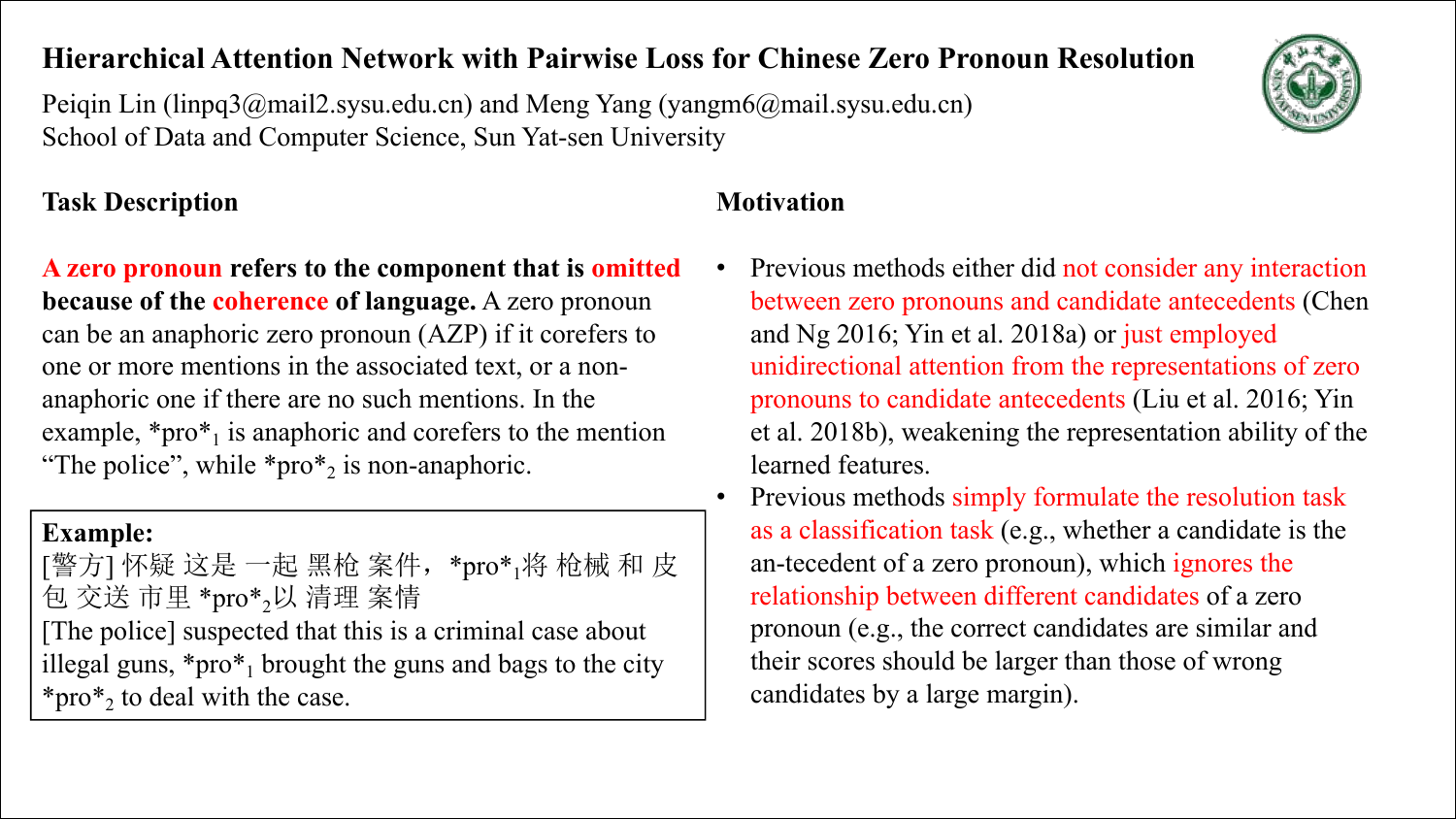# Hierarchical Attention Network with Pairwise Loss for Chinese Zero Pronoun Resolution

Peiqin Lin (linpq3@mail2.sysu.edu.cn) and Meng Yang (yangm6@mail.sysu.edu.cn)
School of Data and Computer Science, Sun Yat-sen University

## Task Description

**A zero pronoun refers to the component that is omitted because of the coherence of language.** A zero pronoun can be an anaphoric zero pronoun (AZP) if it corefers to one or more mentions in the associated text, or a non-anaphoric one if there are no such mentions. In the example, $*pro*_1$ is anaphoric and corefers to the mention "The police", while $*pro*_2$ is non-anaphoric.

**Example:**
[警方] 怀疑 这是 一起 黑枪 案件，$*pro*_1$将 枪械 和 皮包 交送 市里 $*pro*_2$以 清理 案情
[The police] suspected that this is a criminal case about illegal guns, $*pro*_1$ brought the guns and bags to the city $*pro*_2$ to deal with the case.

## Motivation

- Previous methods either did not consider any interaction between zero pronouns and candidate antecedents (Chen and Ng 2016; Yin et al. 2018a) or just employed unidirectional attention from the representations of zero pronouns to candidate antecedents (Liu et al. 2016; Yin et al. 2018b), weakening the representation ability of the learned features.
- Previous methods simply formulate the resolution task as a classification task (e.g., whether a candidate is the an-tecedent of a zero pronoun), which ignores the relationship between different candidates of a zero pronoun (e.g., the correct candidates are similar and their scores should be larger than those of wrong candidates by a large margin).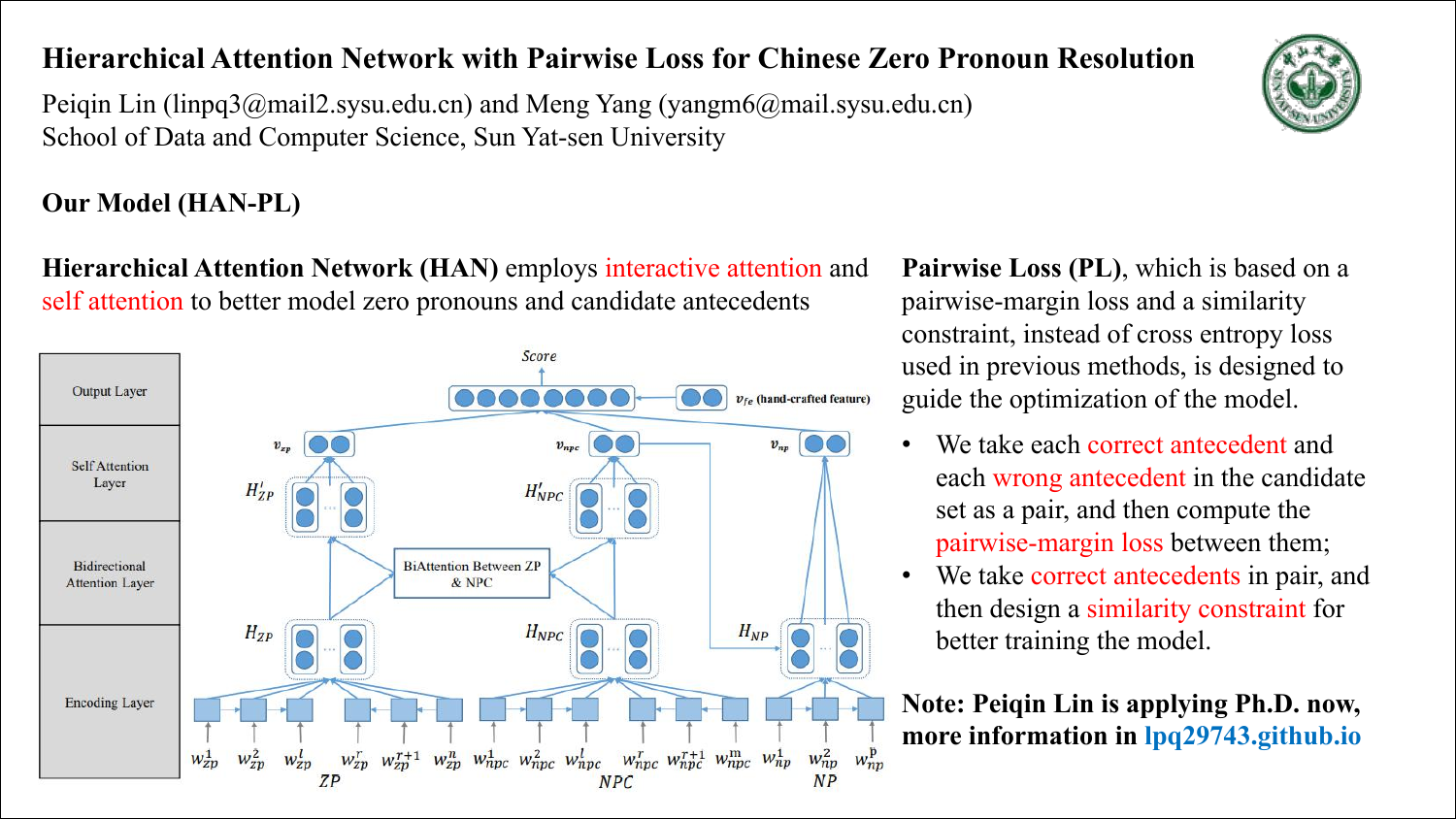# Hierarchical Attention Network with Pairwise Loss for Chinese Zero Pronoun Resolution

Peiqin Lin (linpq3@mail2.sysu.edu.cn) and Meng Yang (yangm6@mail.sysu.edu.cn)
School of Data and Computer Science, Sun Yat-sen University

## Our Model (HAN-PL)

**Hierarchical Attention Network (HAN)** employs interactive attention and self attention to better model zero pronouns and candidate antecedents

Output Layer

Self Attention Layer

Bidirectional Attention Layer

Encoding Layer

Score

$v_{fe}$ (hand-crafted feature)

$v_{zp}$

$v_{npc}$

$v_{np}$

$H'_{ZP}$

$H'_{NPC}$

BiAttention Between ZP & NPC

$H_{ZP}$

$H_{NPC}$

$H_{NP}$

$w_{zp}^1$ $w_{zp}^2$ $w_{zp}^l$ $w_{zp}^r$ $w_{zp}^{r+1}$ $w_{zp}^n$ $w_{npc}^1$ $w_{npc}^2$ $w_{npc}^l$ $w_{npc}^r$ $w_{npc}^{r+1}$ $w_{npc}^m$ $w_{np}^1$ $w_{np}^2$ $w_{np}^p$

ZP

NPC

NP

**Pairwise Loss (PL)**, which is based on a pairwise-margin loss and a similarity constraint, instead of cross entropy loss used in previous methods, is designed to guide the optimization of the model.

- We take each correct antecedent and each wrong antecedent in the candidate set as a pair, and then compute the pairwise-margin loss between them;
- We take correct antecedents in pair, and then design a similarity constraint for better training the model.

**Note: Peiqin Lin is applying Ph.D. now, more information in lpq29743.github.io**